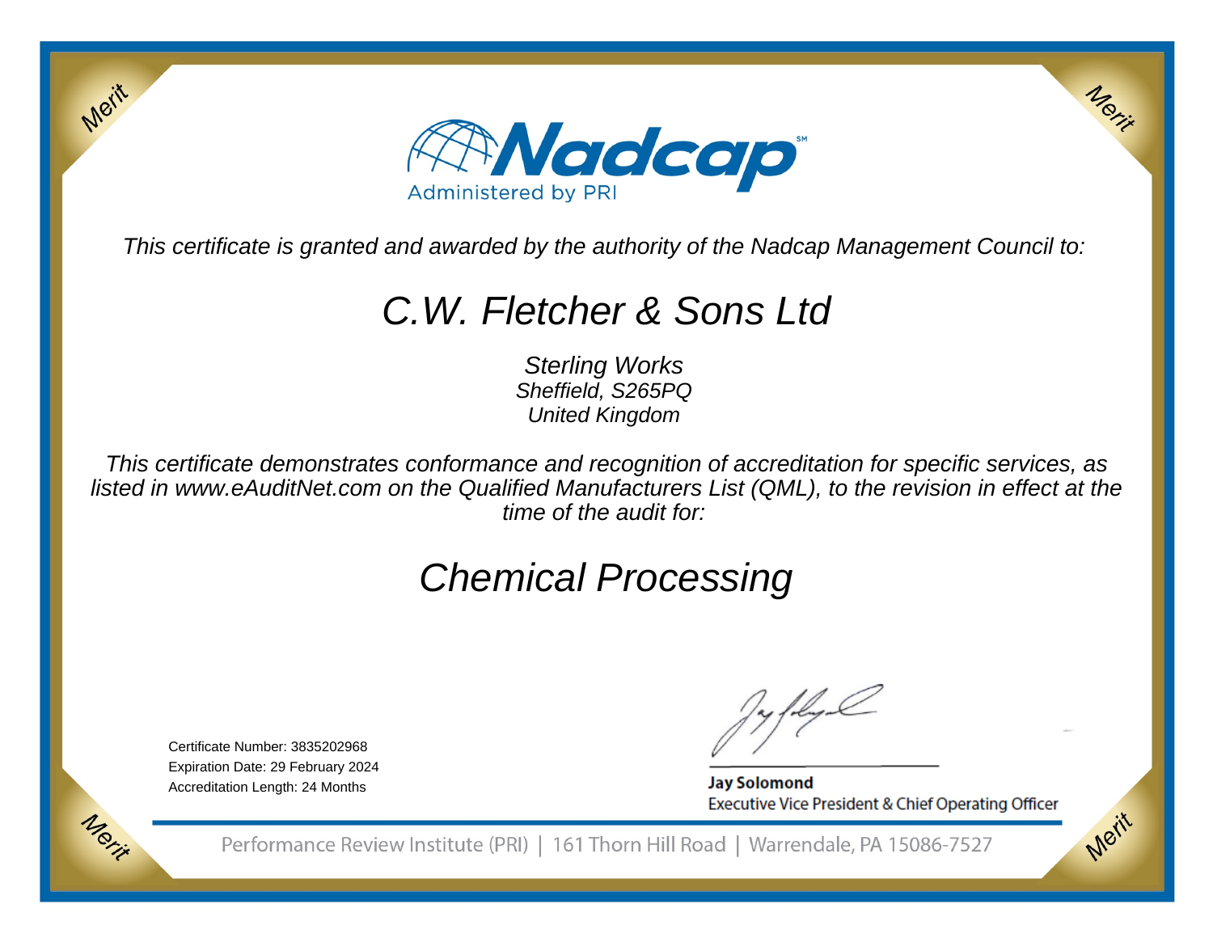# Nadcap

Administered by PRI

*This certificate is granted and awarded by the authority of the Nadcap Management Council to:*

# *C.W. Fletcher & Sons Ltd*

*Sterling Works*
*Sheffield, S265PQ*
*United Kingdom*

*This certificate demonstrates conformance and recognition of accreditation for specific services, as listed in www.eAuditNet.com on the Qualified Manufacturers List (QML), to the revision in effect at the time of the audit for:*

# *Chemical Processing*

Certificate Number: 3835202968
Expiration Date: 29 February 2024
Accreditation Length: 24 Months

**Jay Solomond**
Executive Vice President & Chief Operating Officer

Performance Review Institute (PRI) | 161 Thorn Hill Road | Warrendale, PA 15086-7527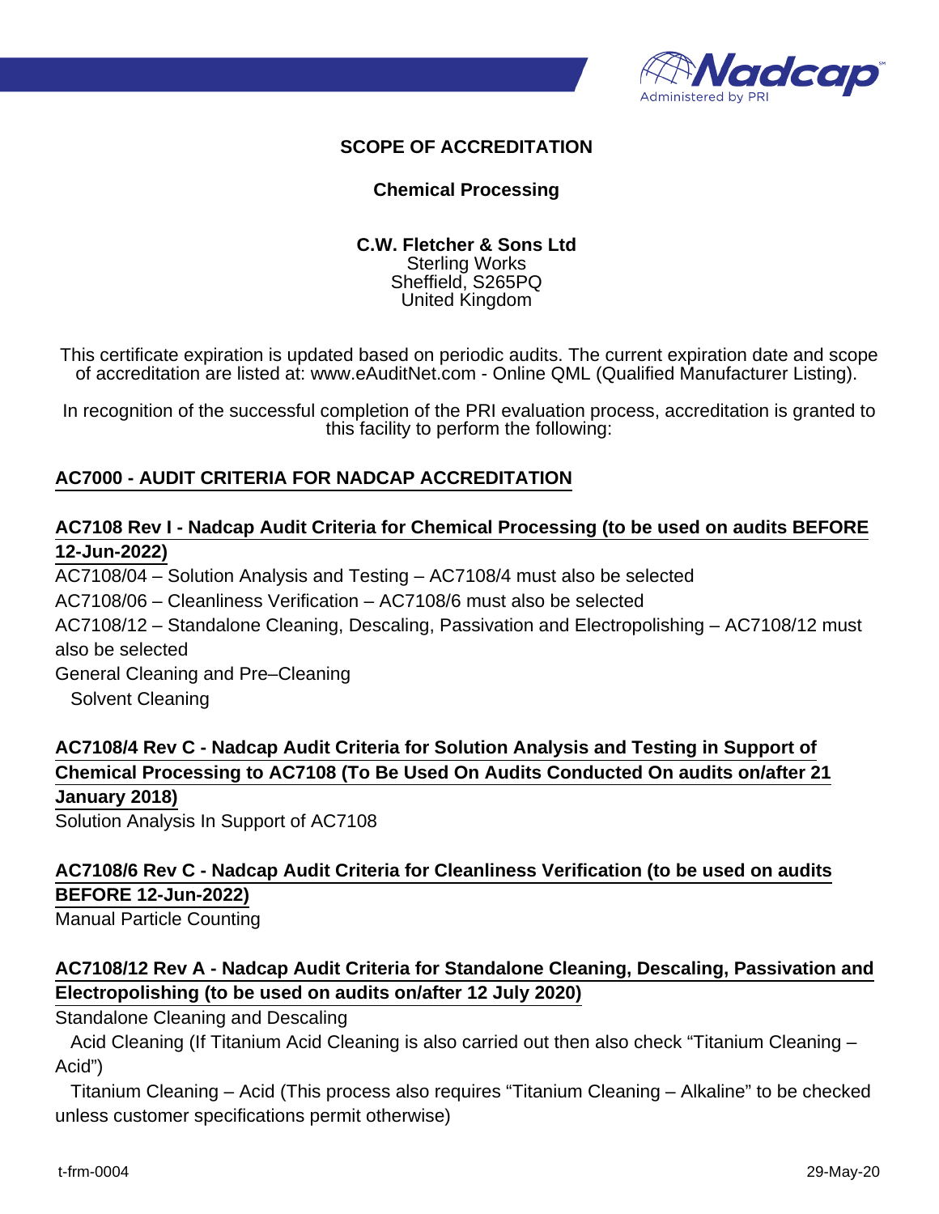# SCOPE OF ACCREDITATION

## Chemical Processing

**C.W. Fletcher & Sons Ltd**
Sterling Works
Sheffield, S265PQ
United Kingdom

This certificate expiration is updated based on periodic audits. The current expiration date and scope of accreditation are listed at: www.eAuditNet.com - Online QML (Qualified Manufacturer Listing).

In recognition of the successful completion of the PRI evaluation process, accreditation is granted to this facility to perform the following:

### AC7000 - AUDIT CRITERIA FOR NADCAP ACCREDITATION

### AC7108 Rev I - Nadcap Audit Criteria for Chemical Processing (to be used on audits BEFORE 12-Jun-2022)

AC7108/04 – Solution Analysis and Testing – AC7108/4 must also be selected

AC7108/06 – Cleanliness Verification – AC7108/6 must also be selected

AC7108/12 – Standalone Cleaning, Descaling, Passivation and Electropolishing – AC7108/12 must also be selected

General Cleaning and Pre–Cleaning

  Solvent Cleaning

### AC7108/4 Rev C - Nadcap Audit Criteria for Solution Analysis and Testing in Support of Chemical Processing to AC7108 (To Be Used On Audits Conducted On audits on/after 21 January 2018)

Solution Analysis In Support of AC7108

### AC7108/6 Rev C - Nadcap Audit Criteria for Cleanliness Verification (to be used on audits BEFORE 12-Jun-2022)

Manual Particle Counting

### AC7108/12 Rev A - Nadcap Audit Criteria for Standalone Cleaning, Descaling, Passivation and Electropolishing (to be used on audits on/after 12 July 2020)

Standalone Cleaning and Descaling

  Acid Cleaning (If Titanium Acid Cleaning is also carried out then also check "Titanium Cleaning – Acid")

  Titanium Cleaning – Acid (This process also requires "Titanium Cleaning – Alkaline" to be checked unless customer specifications permit otherwise)